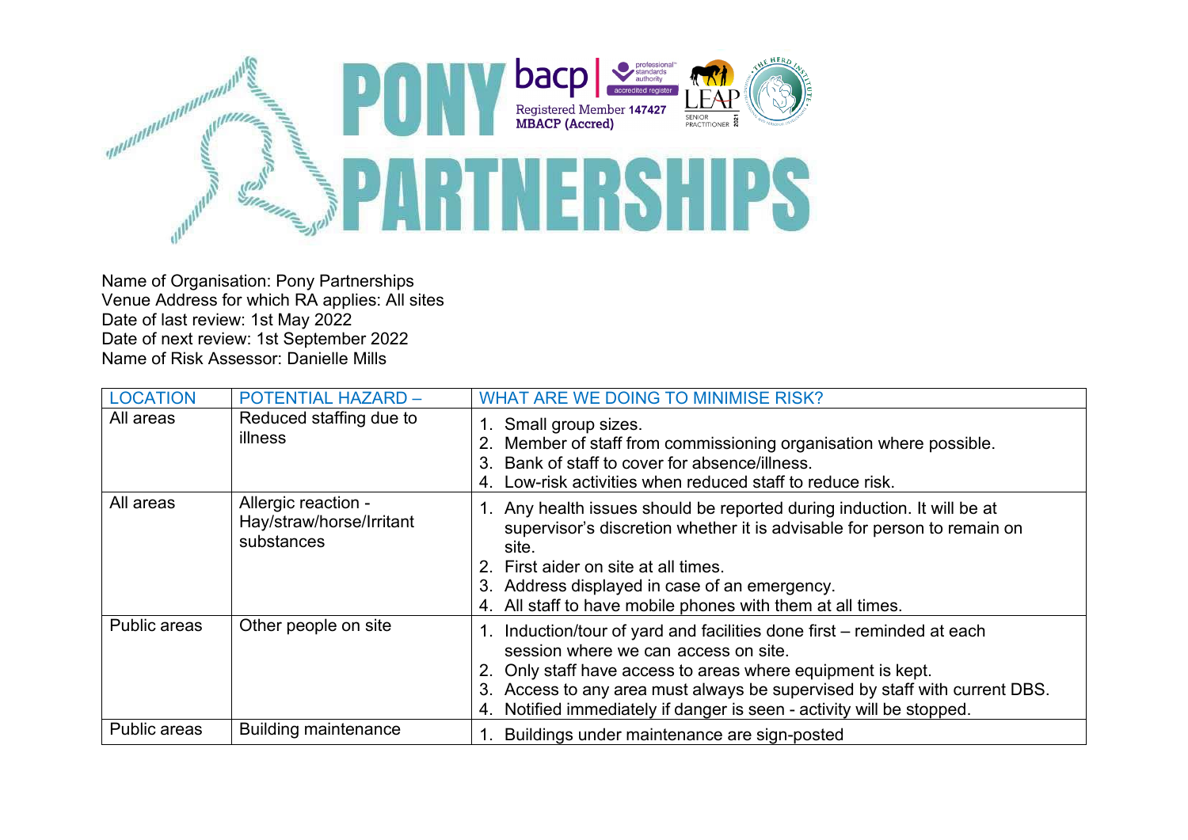# PONY PARTNERSHIPS

bacp | professional standards authority accredited register
Registered Member 147427
MBACP (Accred)

LEAP SENIOR PRACTITIONER 2021

THE HERD INSTITUTE

Name of Organisation: Pony Partnerships
Venue Address for which RA applies: All sites
Date of last review: 1st May 2022
Date of next review: 1st September 2022
Name of Risk Assessor: Danielle Mills

| LOCATION | POTENTIAL HAZARD – | WHAT ARE WE DOING TO MINIMISE RISK? |
|---|---|---|
| All areas | Reduced staffing due to illness | 1. Small group sizes.<br>2. Member of staff from commissioning organisation where possible.<br>3. Bank of staff to cover for absence/illness.<br>4. Low-risk activities when reduced staff to reduce risk. |
| All areas | Allergic reaction - Hay/straw/horse/Irritant substances | 1. Any health issues should be reported during induction. It will be at supervisor's discretion whether it is advisable for person to remain on site.<br>2. First aider on site at all times.<br>3. Address displayed in case of an emergency.<br>4. All staff to have mobile phones with them at all times. |
| Public areas | Other people on site | 1. Induction/tour of yard and facilities done first – reminded at each session where we can access on site.<br>2. Only staff have access to areas where equipment is kept.<br>3. Access to any area must always be supervised by staff with current DBS.<br>4. Notified immediately if danger is seen - activity will be stopped. |
| Public areas | Building maintenance | 1. Buildings under maintenance are sign-posted |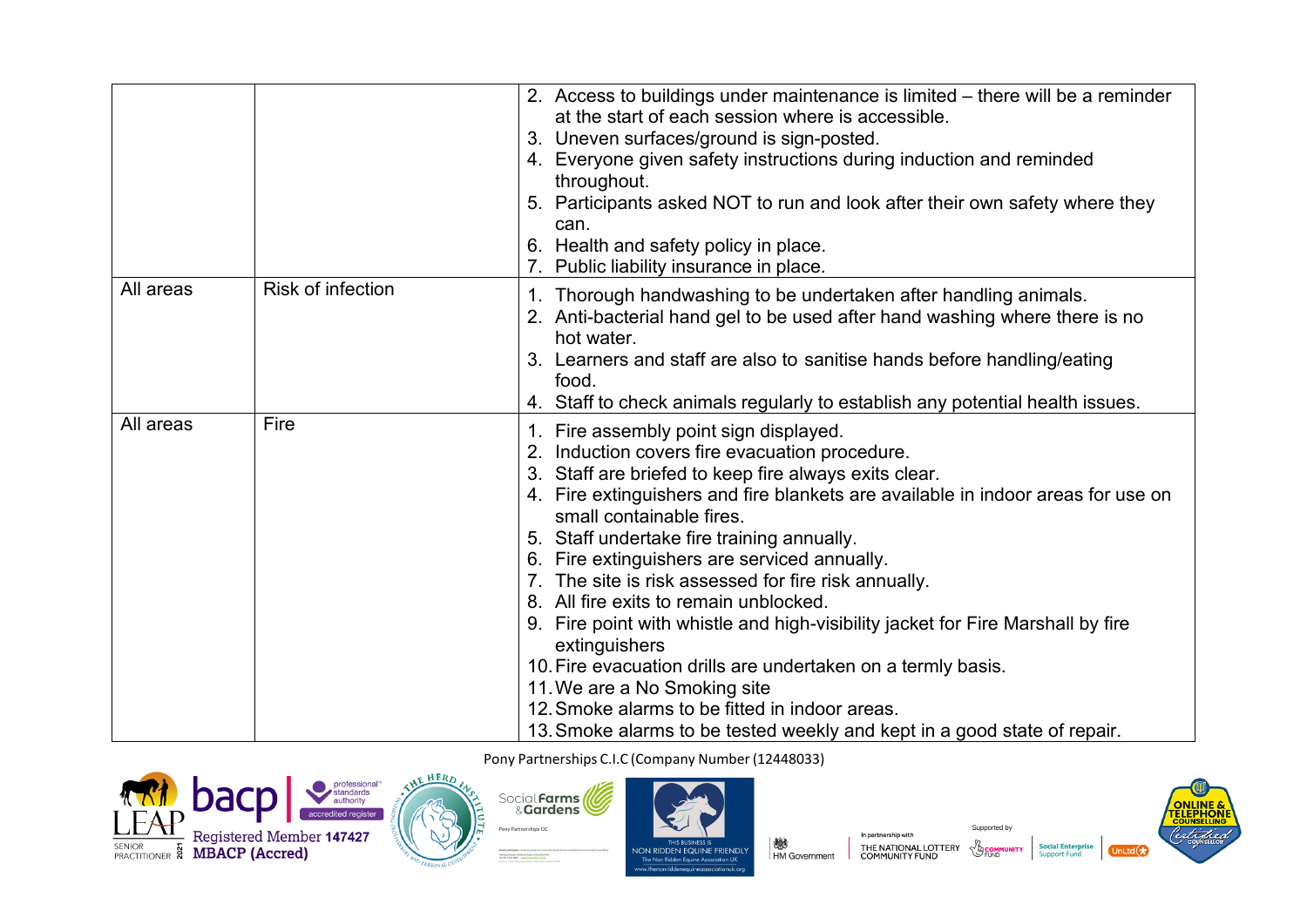| | | |
|---|---|---|
| | | 2. Access to buildings under maintenance is limited – there will be a reminder at the start of each session where is accessible.<br>3. Uneven surfaces/ground is sign-posted.<br>4. Everyone given safety instructions during induction and reminded throughout.<br>5. Participants asked NOT to run and look after their own safety where they can.<br>6. Health and safety policy in place.<br>7. Public liability insurance in place. |
| All areas | Risk of infection | 1. Thorough handwashing to be undertaken after handling animals.<br>2. Anti-bacterial hand gel to be used after hand washing where there is no hot water.<br>3. Learners and staff are also to sanitise hands before handling/eating food.<br>4. Staff to check animals regularly to establish any potential health issues. |
| All areas | Fire | 1. Fire assembly point sign displayed.<br>2. Induction covers fire evacuation procedure.<br>3. Staff are briefed to keep fire always exits clear.<br>4. Fire extinguishers and fire blankets are available in indoor areas for use on small containable fires.<br>5. Staff undertake fire training annually.<br>6. Fire extinguishers are serviced annually.<br>7. The site is risk assessed for fire risk annually.<br>8. All fire exits to remain unblocked.<br>9. Fire point with whistle and high-visibility jacket for Fire Marshall by fire extinguishers<br>10. Fire evacuation drills are undertaken on a termly basis.<br>11. We are a No Smoking site<br>12. Smoke alarms to be fitted in indoor areas.<br>13. Smoke alarms to be tested weekly and kept in a good state of repair. |

Pony Partnerships C.I.C (Company Number (12448033)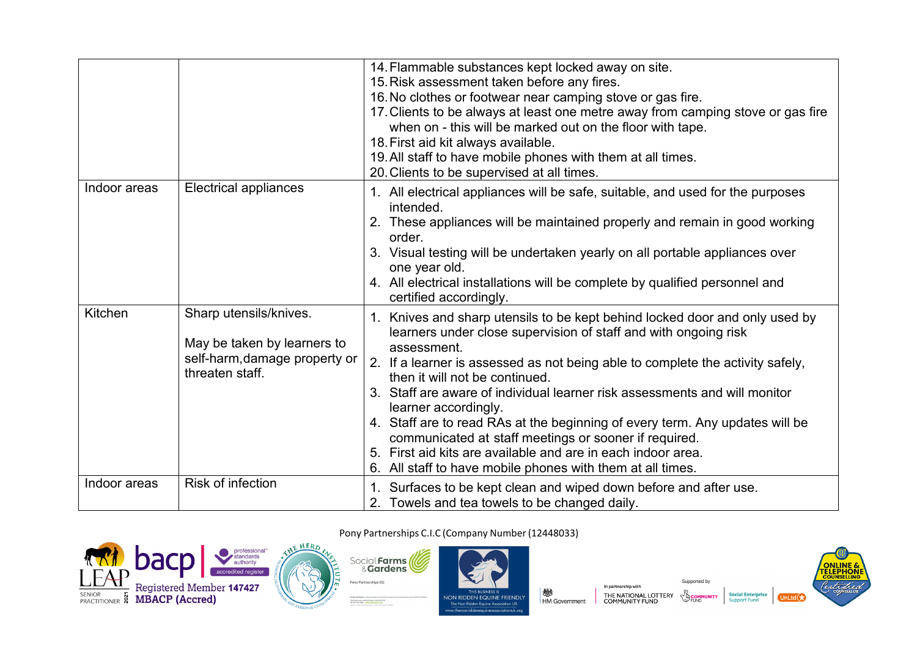| | | |
|---|---|---|
| | | 14. Flammable substances kept locked away on site.<br>15. Risk assessment taken before any fires.<br>16. No clothes or footwear near camping stove or gas fire.<br>17. Clients to be always at least one metre away from camping stove or gas fire when on - this will be marked out on the floor with tape.<br>18. First aid kit always available.<br>19. All staff to have mobile phones with them at all times.<br>20. Clients to be supervised at all times. |
| Indoor areas | Electrical appliances | 1. All electrical appliances will be safe, suitable, and used for the purposes intended.<br>2. These appliances will be maintained properly and remain in good working order.<br>3. Visual testing will be undertaken yearly on all portable appliances over one year old.<br>4. All electrical installations will be complete by qualified personnel and certified accordingly. |
| Kitchen | Sharp utensils/knives.<br><br>May be taken by learners to self-harm,damage property or threaten staff. | 1. Knives and sharp utensils to be kept behind locked door and only used by learners under close supervision of staff and with ongoing risk assessment.<br>2. If a learner is assessed as not being able to complete the activity safely, then it will not be continued.<br>3. Staff are aware of individual learner risk assessments and will monitor learner accordingly.<br>4. Staff are to read RAs at the beginning of every term. Any updates will be communicated at staff meetings or sooner if required.<br>5. First aid kits are available and are in each indoor area.<br>6. All staff to have mobile phones with them at all times. |
| Indoor areas | Risk of infection | 1. Surfaces to be kept clean and wiped down before and after use.<br>2. Towels and tea towels to be changed daily. |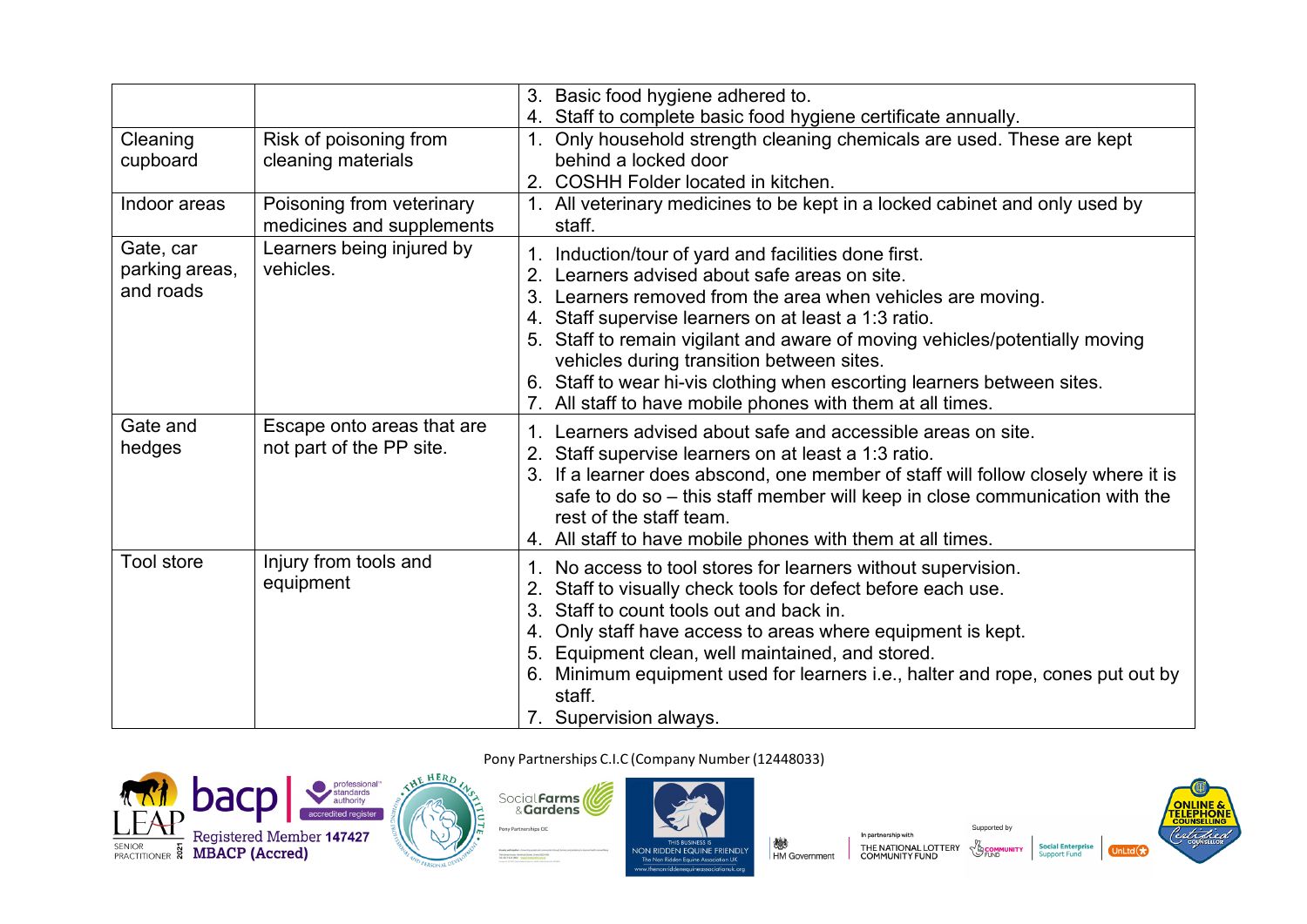| | | |
|---|---|---|
| | | 3. Basic food hygiene adhered to.<br>4. Staff to complete basic food hygiene certificate annually. |
| Cleaning cupboard | Risk of poisoning from cleaning materials | 1. Only household strength cleaning chemicals are used. These are kept behind a locked door<br>2. COSHH Folder located in kitchen. |
| Indoor areas | Poisoning from veterinary medicines and supplements | 1. All veterinary medicines to be kept in a locked cabinet and only used by staff. |
| Gate, car parking areas, and roads | Learners being injured by vehicles. | 1. Induction/tour of yard and facilities done first.<br>2. Learners advised about safe areas on site.<br>3. Learners removed from the area when vehicles are moving.<br>4. Staff supervise learners on at least a 1:3 ratio.<br>5. Staff to remain vigilant and aware of moving vehicles/potentially moving vehicles during transition between sites.<br>6. Staff to wear hi-vis clothing when escorting learners between sites.<br>7. All staff to have mobile phones with them at all times. |
| Gate and hedges | Escape onto areas that are not part of the PP site. | 1. Learners advised about safe and accessible areas on site.<br>2. Staff supervise learners on at least a 1:3 ratio.<br>3. If a learner does abscond, one member of staff will follow closely where it is safe to do so – this staff member will keep in close communication with the rest of the staff team.<br>4. All staff to have mobile phones with them at all times. |
| Tool store | Injury from tools and equipment | 1. No access to tool stores for learners without supervision.<br>2. Staff to visually check tools for defect before each use.<br>3. Staff to count tools out and back in.<br>4. Only staff have access to areas where equipment is kept.<br>5. Equipment clean, well maintained, and stored.<br>6. Minimum equipment used for learners i.e., halter and rope, cones put out by staff.<br>7. Supervision always. |

Pony Partnerships C.I.C (Company Number (12448033)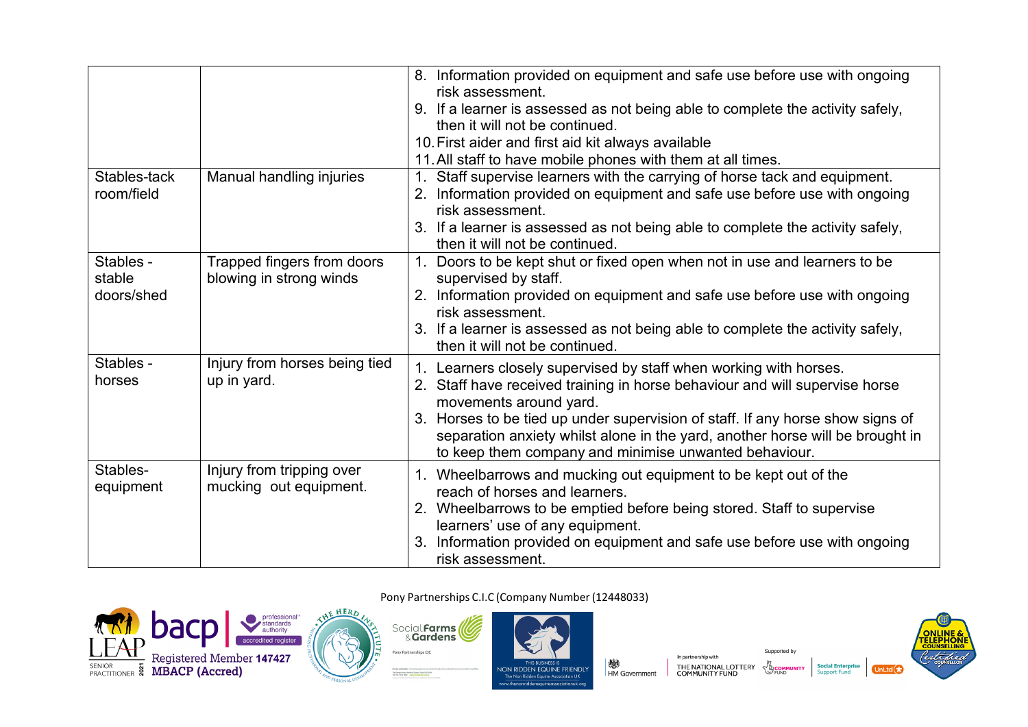| | | |
|---|---|---|
| | | 8. Information provided on equipment and safe use before use with ongoing risk assessment.<br>9. If a learner is assessed as not being able to complete the activity safely, then it will not be continued.<br>10. First aider and first aid kit always available<br>11. All staff to have mobile phones with them at all times. |
| Stables-tack room/field | Manual handling injuries | 1. Staff supervise learners with the carrying of horse tack and equipment.<br>2. Information provided on equipment and safe use before use with ongoing risk assessment.<br>3. If a learner is assessed as not being able to complete the activity safely, then it will not be continued. |
| Stables - stable doors/shed | Trapped fingers from doors blowing in strong winds | 1. Doors to be kept shut or fixed open when not in use and learners to be supervised by staff.<br>2. Information provided on equipment and safe use before use with ongoing risk assessment.<br>3. If a learner is assessed as not being able to complete the activity safely, then it will not be continued. |
| Stables - horses | Injury from horses being tied up in yard. | 1. Learners closely supervised by staff when working with horses.<br>2. Staff have received training in horse behaviour and will supervise horse movements around yard.<br>3. Horses to be tied up under supervision of staff. If any horse show signs of separation anxiety whilst alone in the yard, another horse will be brought in to keep them company and minimise unwanted behaviour. |
| Stables- equipment | Injury from tripping over mucking out equipment. | 1. Wheelbarrows and mucking out equipment to be kept out of the reach of horses and learners.<br>2. Wheelbarrows to be emptied before being stored. Staff to supervise learners' use of any equipment.<br>3. Information provided on equipment and safe use before use with ongoing risk assessment. |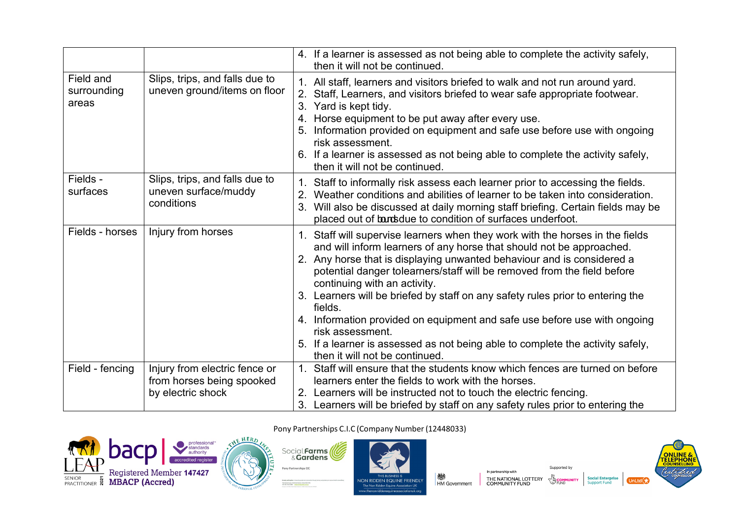| | | |
|---|---|---|
| | | 4. If a learner is assessed as not being able to complete the activity safely, then it will not be continued. |
| Field and surrounding areas | Slips, trips, and falls due to uneven ground/items on floor | 1. All staff, learners and visitors briefed to walk and not run around yard.<br>2. Staff, Learners, and visitors briefed to wear safe appropriate footwear.<br>3. Yard is kept tidy.<br>4. Horse equipment to be put away after every use.<br>5. Information provided on equipment and safe use before use with ongoing risk assessment.<br>6. If a learner is assessed as not being able to complete the activity safely, then it will not be continued. |
| Fields - surfaces | Slips, trips, and falls due to uneven surface/muddy conditions | 1. Staff to informally risk assess each learner prior to accessing the fields.<br>2. Weather conditions and abilities of learner to be taken into consideration.<br>3. Will also be discussed at daily morning staff briefing. Certain fields may be placed out of bounds due to condition of surfaces underfoot. |
| Fields - horses | Injury from horses | 1. Staff will supervise learners when they work with the horses in the fields and will inform learners of any horse that should not be approached.<br>2. Any horse that is displaying unwanted behaviour and is considered a potential danger tolearners/staff will be removed from the field before continuing with an activity.<br>3. Learners will be briefed by staff on any safety rules prior to entering the fields.<br>4. Information provided on equipment and safe use before use with ongoing risk assessment.<br>5. If a learner is assessed as not being able to complete the activity safely, then it will not be continued. |
| Field - fencing | Injury from electric fence or from horses being spooked by electric shock | 1. Staff will ensure that the students know which fences are turned on before learners enter the fields to work with the horses.<br>2. Learners will be instructed not to touch the electric fencing.<br>3. Learners will be briefed by staff on any safety rules prior to entering the |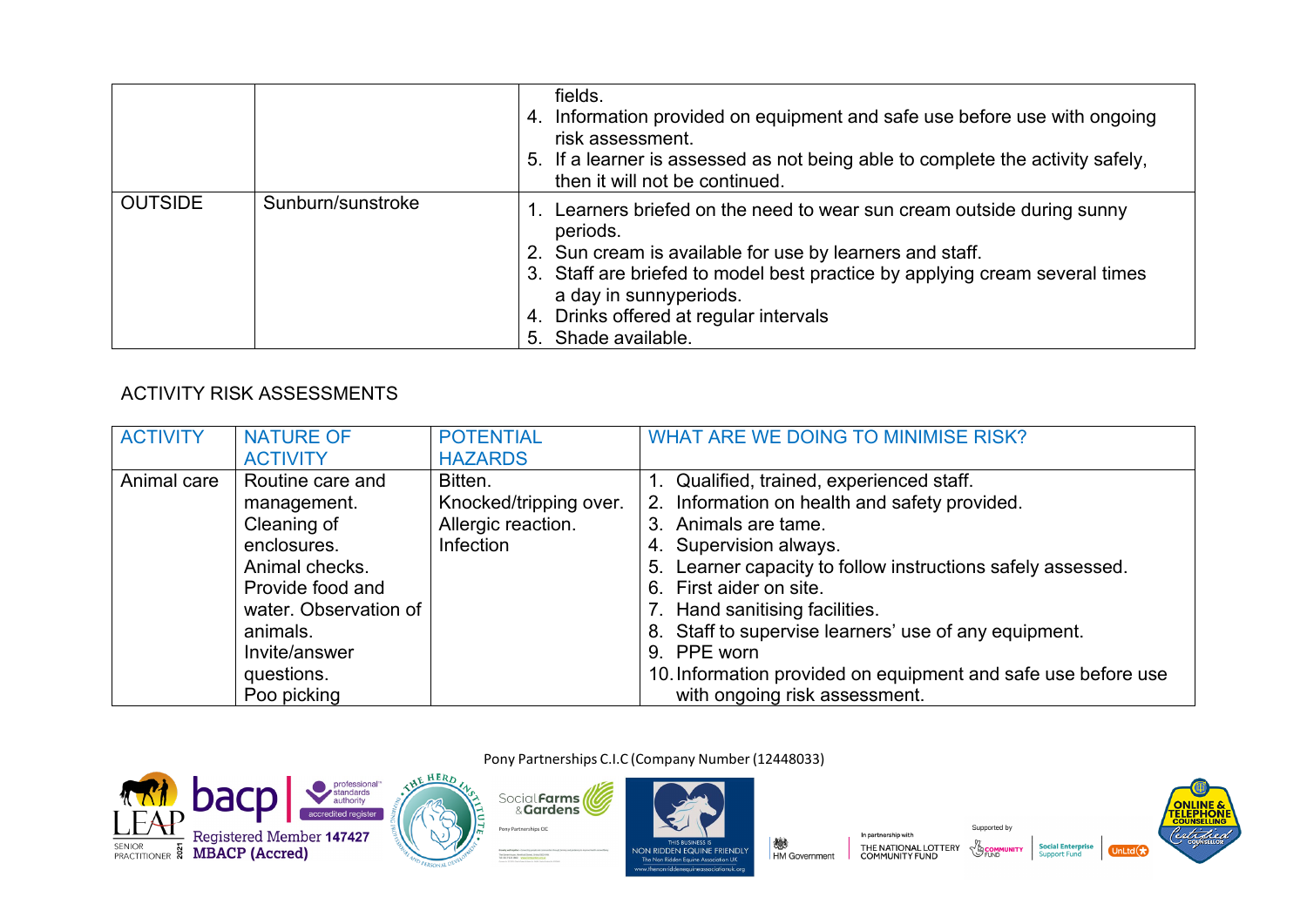| | | |
|---|---|---|
| | | fields.<br>4. Information provided on equipment and safe use before use with ongoing risk assessment.<br>5. If a learner is assessed as not being able to complete the activity safely, then it will not be continued. |
| OUTSIDE | Sunburn/sunstroke | 1. Learners briefed on the need to wear sun cream outside during sunny periods.<br>2. Sun cream is available for use by learners and staff.<br>3. Staff are briefed to model best practice by applying cream several times a day in sunnyperiods.<br>4. Drinks offered at regular intervals<br>5. Shade available. |

ACTIVITY RISK ASSESSMENTS

| ACTIVITY | NATURE OF ACTIVITY | POTENTIAL HAZARDS | WHAT ARE WE DOING TO MINIMISE RISK? |
|---|---|---|---|
| Animal care | Routine care and management.<br>Cleaning of enclosures.<br>Animal checks.<br>Provide food and water. Observation of animals.<br>Invite/answer questions.<br>Poo picking | Bitten.<br>Knocked/tripping over.<br>Allergic reaction.<br>Infection | 1. Qualified, trained, experienced staff.<br>2. Information on health and safety provided.<br>3. Animals are tame.<br>4. Supervision always.<br>5. Learner capacity to follow instructions safely assessed.<br>6. First aider on site.<br>7. Hand sanitising facilities.<br>8. Staff to supervise learners' use of any equipment.<br>9. PPE worn<br>10. Information provided on equipment and safe use before use with ongoing risk assessment. |

Pony Partnerships C.I.C (Company Number (12448033)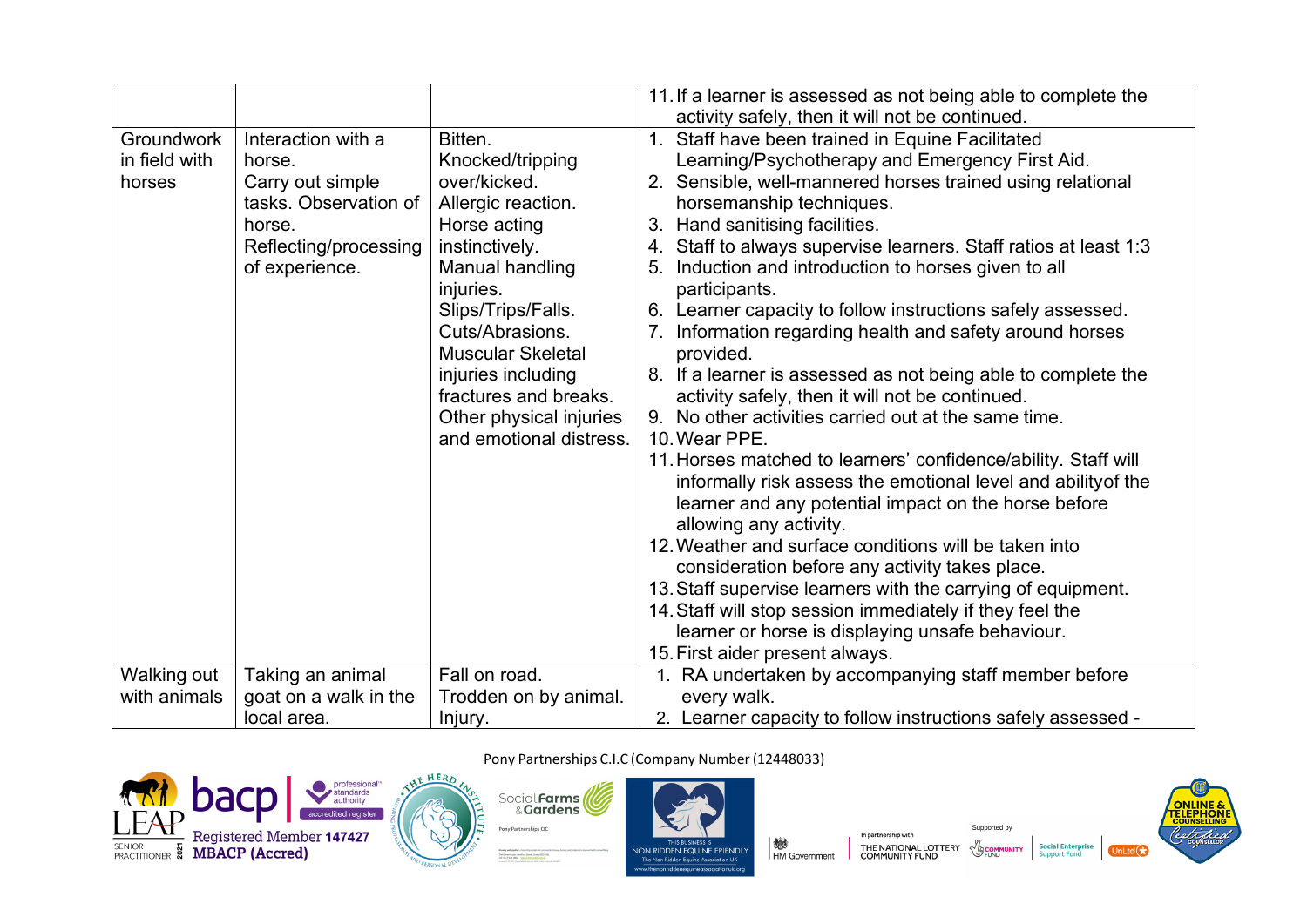| | | | 11. If a learner is assessed as not being able to complete the activity safely, then it will not be continued. |
|---|---|---|---|
| Groundwork in field with horses | Interaction with a horse. Carry out simple tasks. Observation of horse. Reflecting/processing of experience. | Bitten. Knocked/tripping over/kicked. Allergic reaction. Horse acting instinctively. Manual handling injuries. Slips/Trips/Falls. Cuts/Abrasions. Muscular Skeletal injuries including fractures and breaks. Other physical injuries and emotional distress. | 1. Staff have been trained in Equine Facilitated Learning/Psychotherapy and Emergency First Aid. 2. Sensible, well-mannered horses trained using relational horsemanship techniques. 3. Hand sanitising facilities. 4. Staff to always supervise learners. Staff ratios at least 1:3 5. Induction and introduction to horses given to all participants. 6. Learner capacity to follow instructions safely assessed. 7. Information regarding health and safety around horses provided. 8. If a learner is assessed as not being able to complete the activity safely, then it will not be continued. 9. No other activities carried out at the same time. 10. Wear PPE. 11. Horses matched to learners' confidence/ability. Staff will informally risk assess the emotional level and abilityof the learner and any potential impact on the horse before allowing any activity. 12. Weather and surface conditions will be taken into consideration before any activity takes place. 13. Staff supervise learners with the carrying of equipment. 14. Staff will stop session immediately if they feel the learner or horse is displaying unsafe behaviour. 15. First aider present always. |
| Walking out with animals | Taking an animal goat on a walk in the local area. | Fall on road. Trodden on by animal. Injury. | 1. RA undertaken by accompanying staff member before every walk. 2. Learner capacity to follow instructions safely assessed - |

Pony Partnerships C.I.C (Company Number (12448033)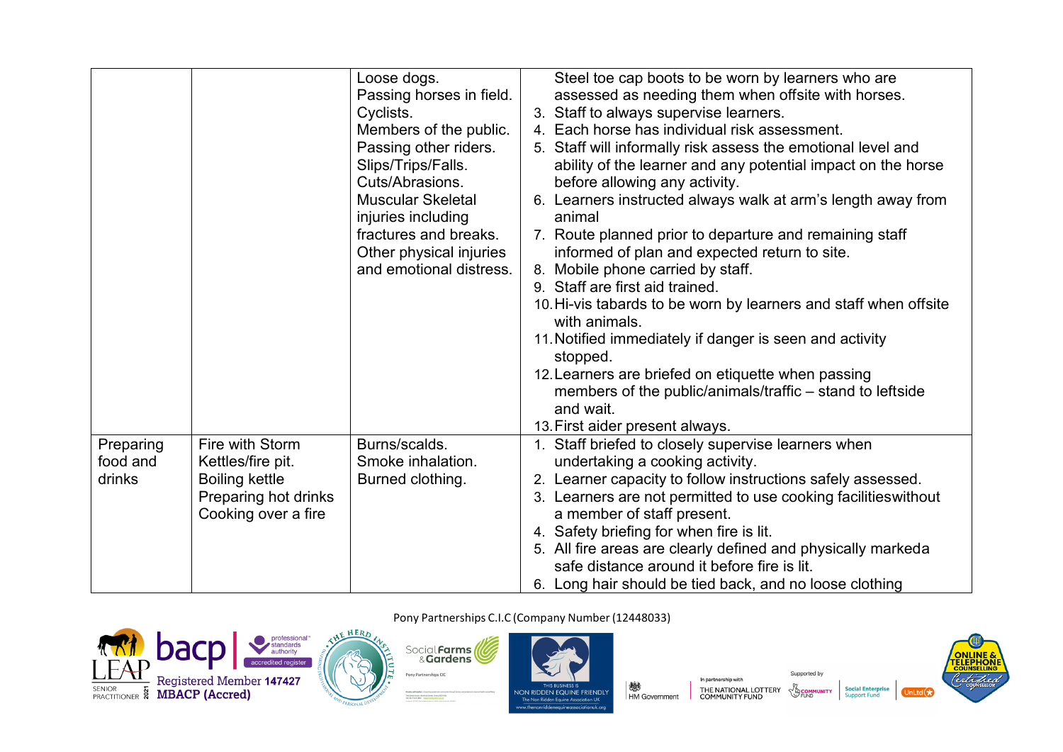| | | | |
|---|---|---|---|
| | | Loose dogs.<br>Passing horses in field.<br>Cyclists.<br>Members of the public.<br>Passing other riders.<br>Slips/Trips/Falls.<br>Cuts/Abrasions.<br>Muscular Skeletal injuries including fractures and breaks.<br>Other physical injuries and emotional distress. | Steel toe cap boots to be worn by learners who are assessed as needing them when offsite with horses.<br>3. Staff to always supervise learners.<br>4. Each horse has individual risk assessment.<br>5. Staff will informally risk assess the emotional level and ability of the learner and any potential impact on the horse before allowing any activity.<br>6. Learners instructed always walk at arm's length away from animal<br>7. Route planned prior to departure and remaining staff informed of plan and expected return to site.<br>8. Mobile phone carried by staff.<br>9. Staff are first aid trained.<br>10. Hi-vis tabards to be worn by learners and staff when offsite with animals.<br>11. Notified immediately if danger is seen and activity stopped.<br>12. Learners are briefed on etiquette when passing members of the public/animals/traffic – stand to leftside and wait.<br>13. First aider present always. |
| Preparing food and drinks | Fire with Storm Kettles/fire pit.<br>Boiling kettle<br>Preparing hot drinks<br>Cooking over a fire | Burns/scalds.<br>Smoke inhalation.<br>Burned clothing. | 1. Staff briefed to closely supervise learners when undertaking a cooking activity.<br>2. Learner capacity to follow instructions safely assessed.<br>3. Learners are not permitted to use cooking facilitieswithout a member of staff present.<br>4. Safety briefing for when fire is lit.<br>5. All fire areas are clearly defined and physically markeda safe distance around it before fire is lit.<br>6. Long hair should be tied back, and no loose clothing |

Pony Partnerships C.I.C (Company Number (12448033)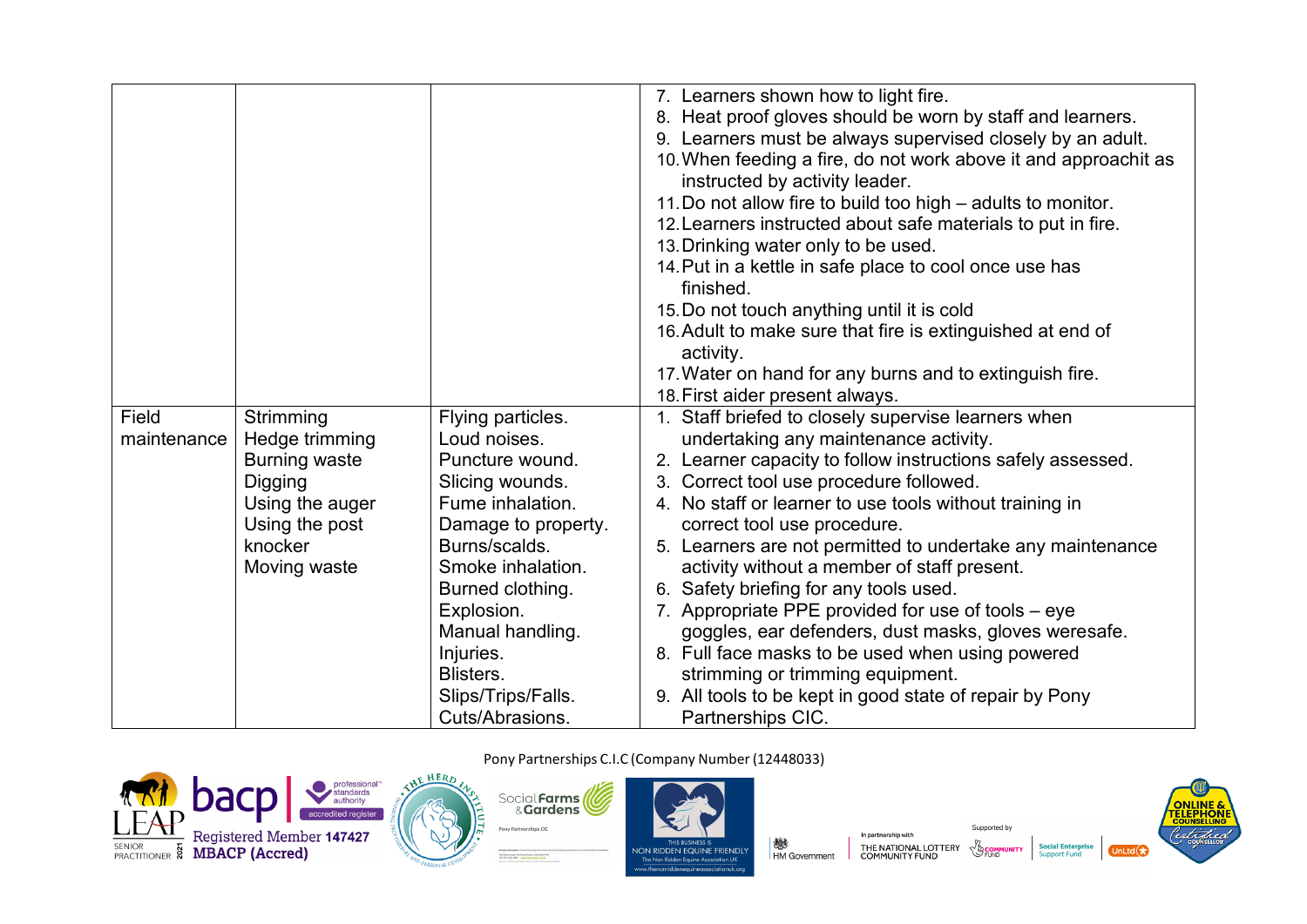| | | | |
|---|---|---|---|
| | | | 7. Learners shown how to light fire.<br>8. Heat proof gloves should be worn by staff and learners.<br>9. Learners must be always supervised closely by an adult.<br>10. When feeding a fire, do not work above it and approachit as instructed by activity leader.<br>11. Do not allow fire to build too high – adults to monitor.<br>12. Learners instructed about safe materials to put in fire.<br>13. Drinking water only to be used.<br>14. Put in a kettle in safe place to cool once use has finished.<br>15. Do not touch anything until it is cold<br>16. Adult to make sure that fire is extinguished at end of activity.<br>17. Water on hand for any burns and to extinguish fire.<br>18. First aider present always. |
| Field maintenance | Strimming<br>Hedge trimming<br>Burning waste<br>Digging<br>Using the auger<br>Using the post knocker<br>Moving waste | Flying particles.<br>Loud noises.<br>Puncture wound.<br>Slicing wounds.<br>Fume inhalation.<br>Damage to property.<br>Burns/scalds.<br>Smoke inhalation.<br>Burned clothing.<br>Explosion.<br>Manual handling.<br>Injuries.<br>Blisters.<br>Slips/Trips/Falls.<br>Cuts/Abrasions. | 1. Staff briefed to closely supervise learners when undertaking any maintenance activity.<br>2. Learner capacity to follow instructions safely assessed.<br>3. Correct tool use procedure followed.<br>4. No staff or learner to use tools without training in correct tool use procedure.<br>5. Learners are not permitted to undertake any maintenance activity without a member of staff present.<br>6. Safety briefing for any tools used.<br>7. Appropriate PPE provided for use of tools – eye goggles, ear defenders, dust masks, gloves weresafe.<br>8. Full face masks to be used when using powered strimming or trimming equipment.<br>9. All tools to be kept in good state of repair by Pony Partnerships CIC. |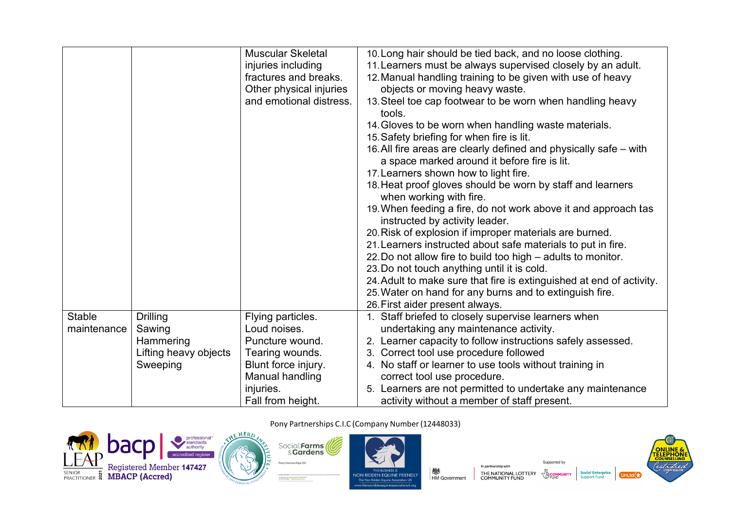| | | | |
|---|---|---|---|
| | | Muscular Skeletal injuries including fractures and breaks. Other physical injuries and emotional distress. | 10. Long hair should be tied back, and no loose clothing.<br>11. Learners must be always supervised closely by an adult.<br>12. Manual handling training to be given with use of heavy objects or moving heavy waste.<br>13. Steel toe cap footwear to be worn when handling heavy tools.<br>14. Gloves to be worn when handling waste materials.<br>15. Safety briefing for when fire is lit.<br>16. All fire areas are clearly defined and physically safe – with a space marked around it before fire is lit.<br>17. Learners shown how to light fire.<br>18. Heat proof gloves should be worn by staff and learners when working with fire.<br>19. When feeding a fire, do not work above it and approach tas instructed by activity leader.<br>20. Risk of explosion if improper materials are burned.<br>21. Learners instructed about safe materials to put in fire.<br>22. Do not allow fire to build too high – adults to monitor.<br>23. Do not touch anything until it is cold.<br>24. Adult to make sure that fire is extinguished at end of activity.<br>25. Water on hand for any burns and to extinguish fire.<br>26. First aider present always. |
| Stable maintenance | Drilling<br>Sawing<br>Hammering<br>Lifting heavy objects<br>Sweeping | Flying particles.<br>Loud noises.<br>Puncture wound.<br>Tearing wounds.<br>Blunt force injury.<br>Manual handling injuries.<br>Fall from height. | 1. Staff briefed to closely supervise learners when undertaking any maintenance activity.<br>2. Learner capacity to follow instructions safely assessed.<br>3. Correct tool use procedure followed<br>4. No staff or learner to use tools without training in correct tool use procedure.<br>5. Learners are not permitted to undertake any maintenance activity without a member of staff present. |

Pony Partnerships C.I.C (Company Number (12448033)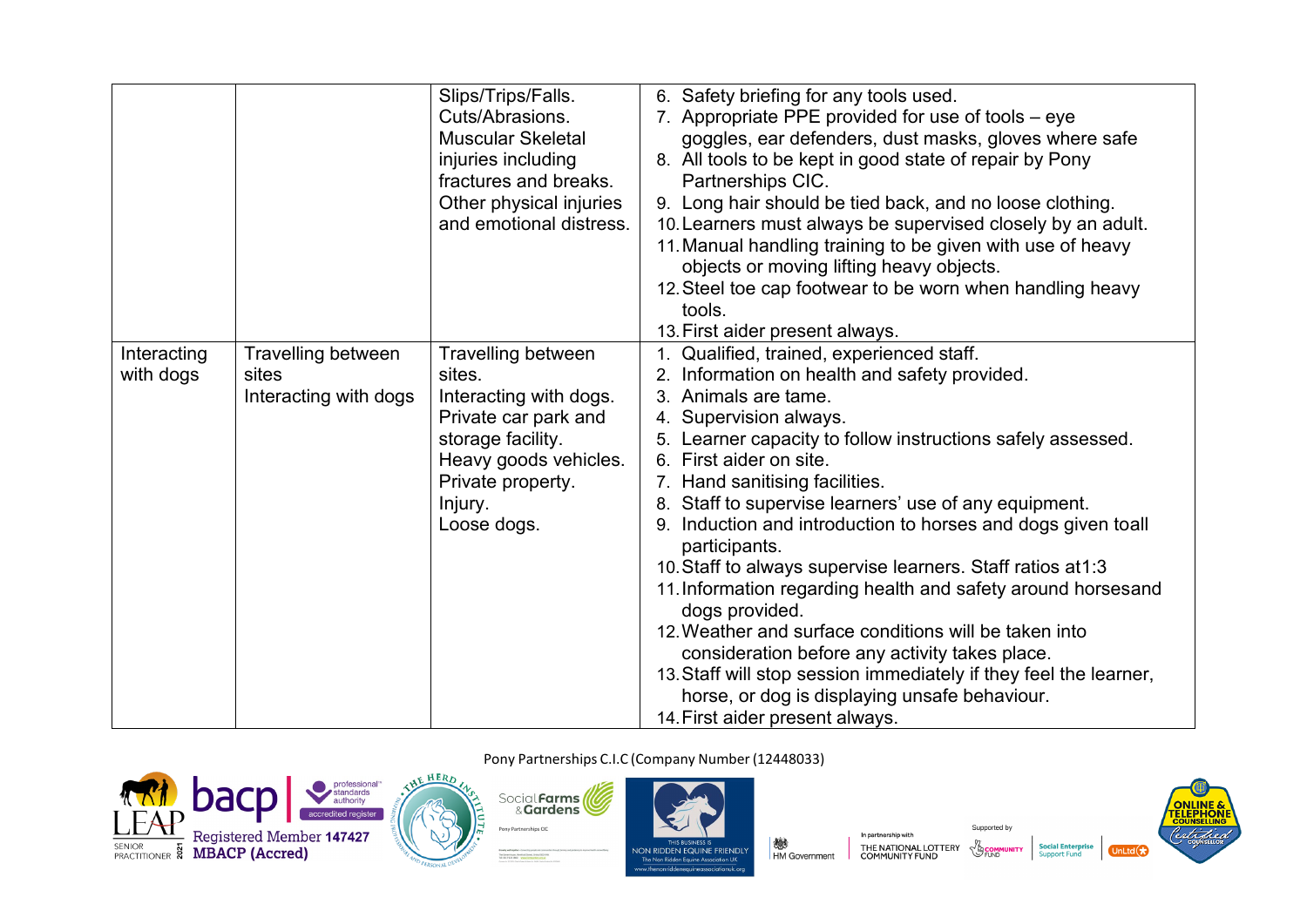| | | | |
|---|---|---|---|
| | | Slips/Trips/Falls.<br>Cuts/Abrasions.<br>Muscular Skeletal injuries including fractures and breaks.<br>Other physical injuries and emotional distress. | 6. Safety briefing for any tools used.<br>7. Appropriate PPE provided for use of tools – eye goggles, ear defenders, dust masks, gloves where safe<br>8. All tools to be kept in good state of repair by Pony Partnerships CIC.<br>9. Long hair should be tied back, and no loose clothing.<br>10. Learners must always be supervised closely by an adult.<br>11. Manual handling training to be given with use of heavy objects or moving lifting heavy objects.<br>12. Steel toe cap footwear to be worn when handling heavy tools.<br>13. First aider present always. |
| Interacting with dogs | Travelling between sites<br>Interacting with dogs | Travelling between sites.<br>Interacting with dogs.<br>Private car park and storage facility.<br>Heavy goods vehicles.<br>Private property.<br>Injury.<br>Loose dogs. | 1. Qualified, trained, experienced staff.<br>2. Information on health and safety provided.<br>3. Animals are tame.<br>4. Supervision always.<br>5. Learner capacity to follow instructions safely assessed.<br>6. First aider on site.<br>7. Hand sanitising facilities.<br>8. Staff to supervise learners' use of any equipment.<br>9. Induction and introduction to horses and dogs given toall participants.<br>10. Staff to always supervise learners. Staff ratios at1:3<br>11. Information regarding health and safety around horsesand dogs provided.<br>12. Weather and surface conditions will be taken into consideration before any activity takes place.<br>13. Staff will stop session immediately if they feel the learner, horse, or dog is displaying unsafe behaviour.<br>14. First aider present always. |

Pony Partnerships C.I.C (Company Number (12448033)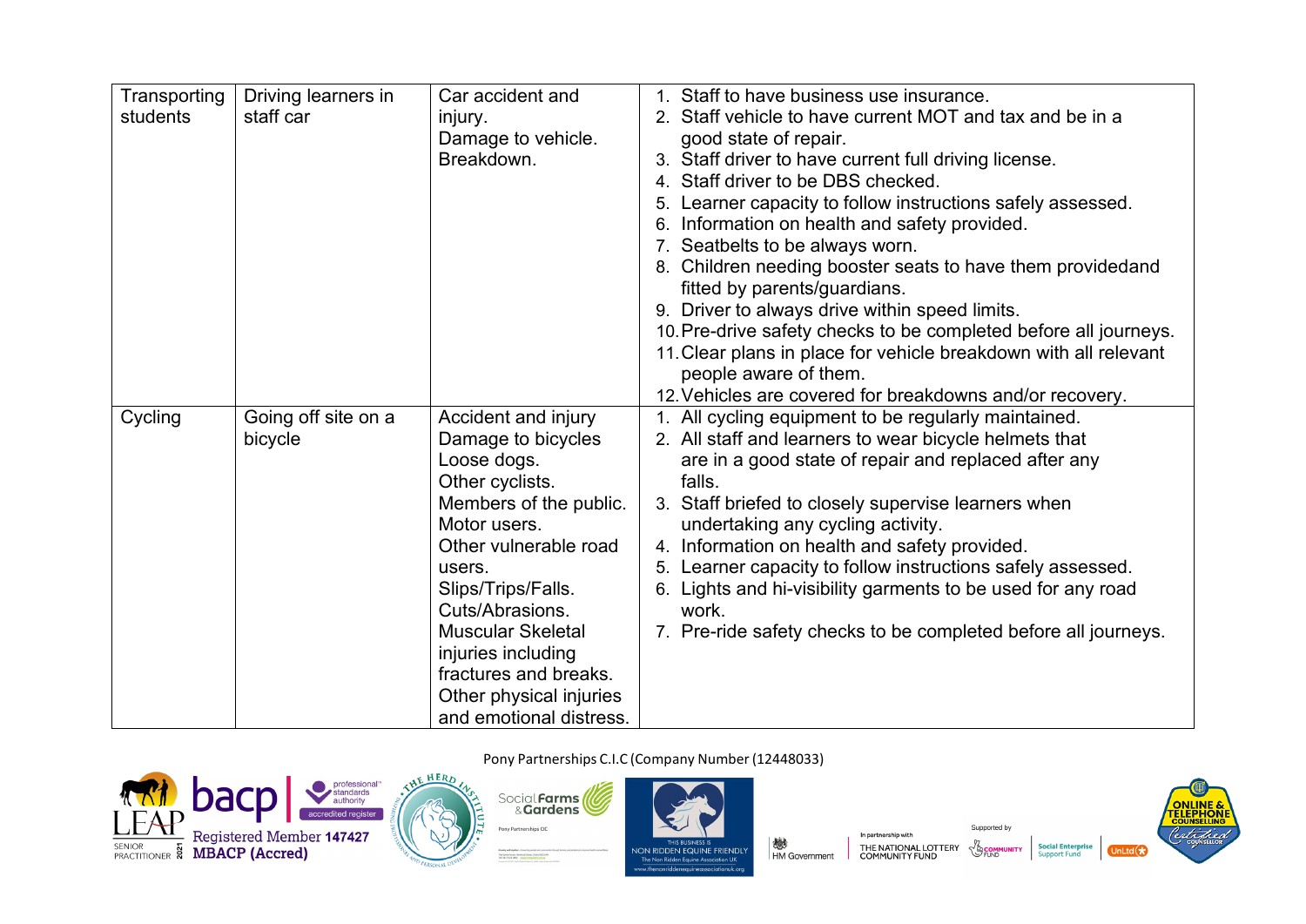| | | | |
|---|---|---|---|
| Transporting students | Driving learners in staff car | Car accident and injury.<br>Damage to vehicle.<br>Breakdown. | 1. Staff to have business use insurance.<br>2. Staff vehicle to have current MOT and tax and be in a good state of repair.<br>3. Staff driver to have current full driving license.<br>4. Staff driver to be DBS checked.<br>5. Learner capacity to follow instructions safely assessed.<br>6. Information on health and safety provided.<br>7. Seatbelts to be always worn.<br>8. Children needing booster seats to have them providedand fitted by parents/guardians.<br>9. Driver to always drive within speed limits.<br>10. Pre-drive safety checks to be completed before all journeys.<br>11. Clear plans in place for vehicle breakdown with all relevant people aware of them.<br>12. Vehicles are covered for breakdowns and/or recovery. |
| Cycling | Going off site on a bicycle | Accident and injury<br>Damage to bicycles<br>Loose dogs.<br>Other cyclists.<br>Members of the public.<br>Motor users.<br>Other vulnerable road users.<br>Slips/Trips/Falls.<br>Cuts/Abrasions.<br>Muscular Skeletal injuries including fractures and breaks.<br>Other physical injuries and emotional distress. | 1. All cycling equipment to be regularly maintained.<br>2. All staff and learners to wear bicycle helmets that are in a good state of repair and replaced after any falls.<br>3. Staff briefed to closely supervise learners when undertaking any cycling activity.<br>4. Information on health and safety provided.<br>5. Learner capacity to follow instructions safely assessed.<br>6. Lights and hi-visibility garments to be used for any road work.<br>7. Pre-ride safety checks to be completed before all journeys. |

Pony Partnerships C.I.C (Company Number (12448033)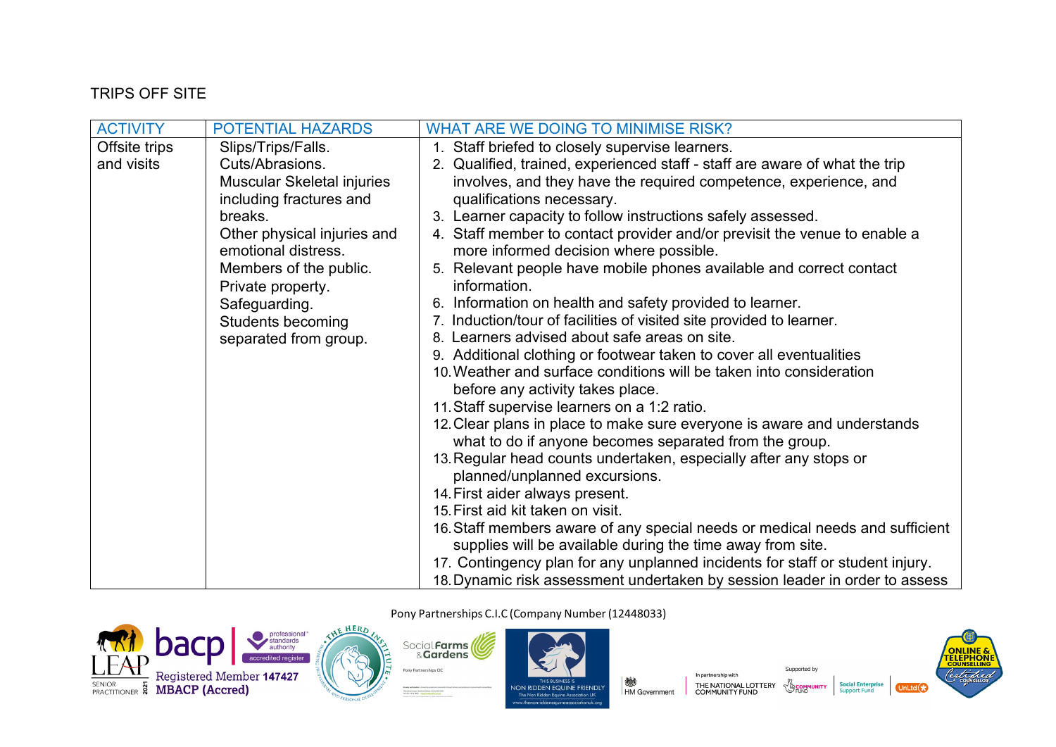TRIPS OFF SITE

| ACTIVITY | POTENTIAL HAZARDS | WHAT ARE WE DOING TO MINIMISE RISK? |
|---|---|---|
| Offsite trips and visits | Slips/Trips/Falls.<br>Cuts/Abrasions.<br>Muscular Skeletal injuries including fractures and breaks.<br>Other physical injuries and emotional distress.<br>Members of the public.<br>Private property.<br>Safeguarding.<br>Students becoming separated from group. | 1. Staff briefed to closely supervise learners.<br>2. Qualified, trained, experienced staff - staff are aware of what the trip involves, and they have the required competence, experience, and qualifications necessary.<br>3. Learner capacity to follow instructions safely assessed.<br>4. Staff member to contact provider and/or previsit the venue to enable a more informed decision where possible.<br>5. Relevant people have mobile phones available and correct contact information.<br>6. Information on health and safety provided to learner.<br>7. Induction/tour of facilities of visited site provided to learner.<br>8. Learners advised about safe areas on site.<br>9. Additional clothing or footwear taken to cover all eventualities<br>10. Weather and surface conditions will be taken into consideration before any activity takes place.<br>11. Staff supervise learners on a 1:2 ratio.<br>12. Clear plans in place to make sure everyone is aware and understands what to do if anyone becomes separated from the group.<br>13. Regular head counts undertaken, especially after any stops or planned/unplanned excursions.<br>14. First aider always present.<br>15. First aid kit taken on visit.<br>16. Staff members aware of any special needs or medical needs and sufficient supplies will be available during the time away from site.<br>17. Contingency plan for any unplanned incidents for staff or student injury.<br>18. Dynamic risk assessment undertaken by session leader in order to assess |

Pony Partnerships C.I.C (Company Number (12448033)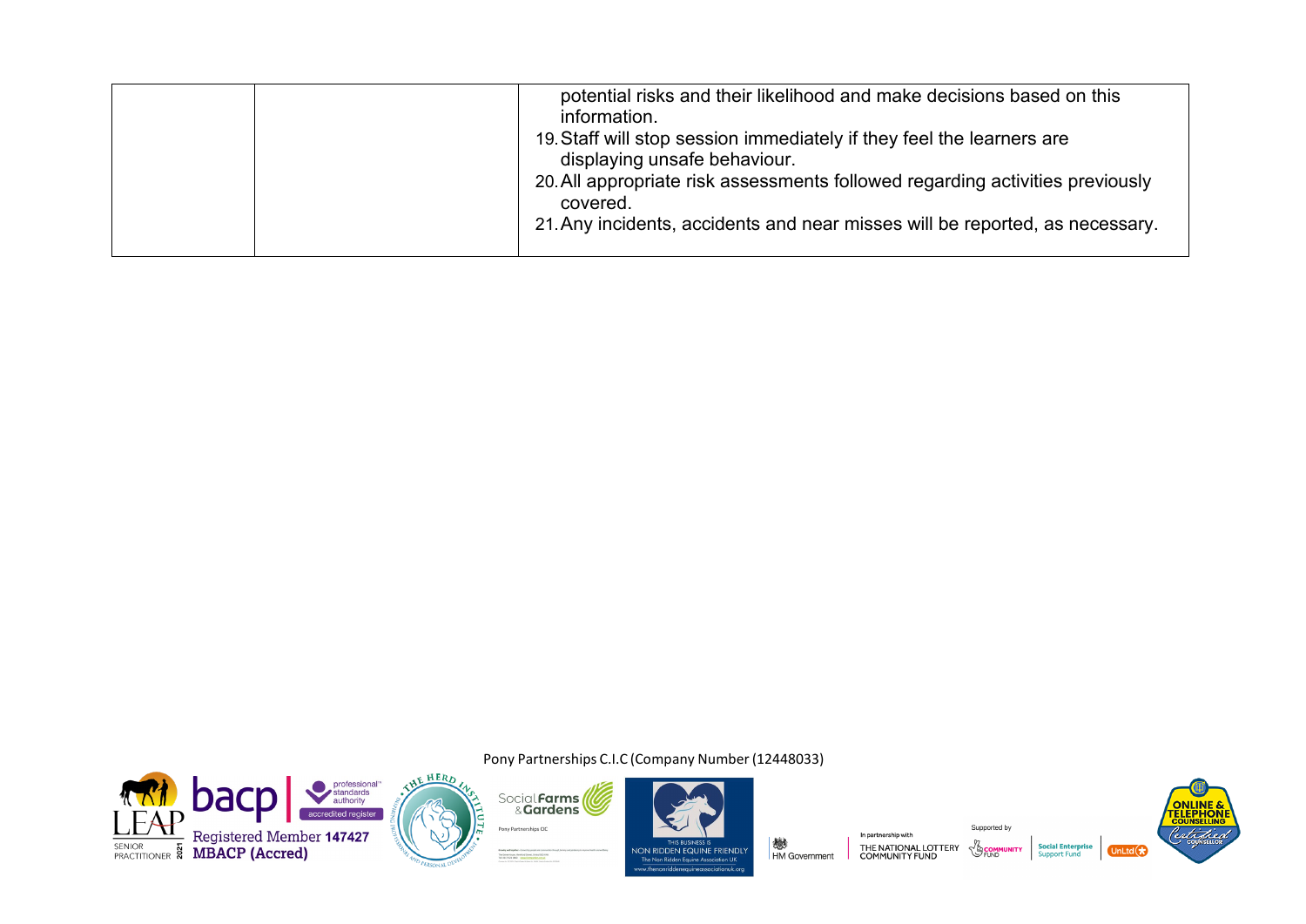| | | |
|---|---|---|
| | | potential risks and their likelihood and make decisions based on this information.<br>19. Staff will stop session immediately if they feel the learners are displaying unsafe behaviour.<br>20. All appropriate risk assessments followed regarding activities previously covered.<br>21. Any incidents, accidents and near misses will be reported, as necessary. |